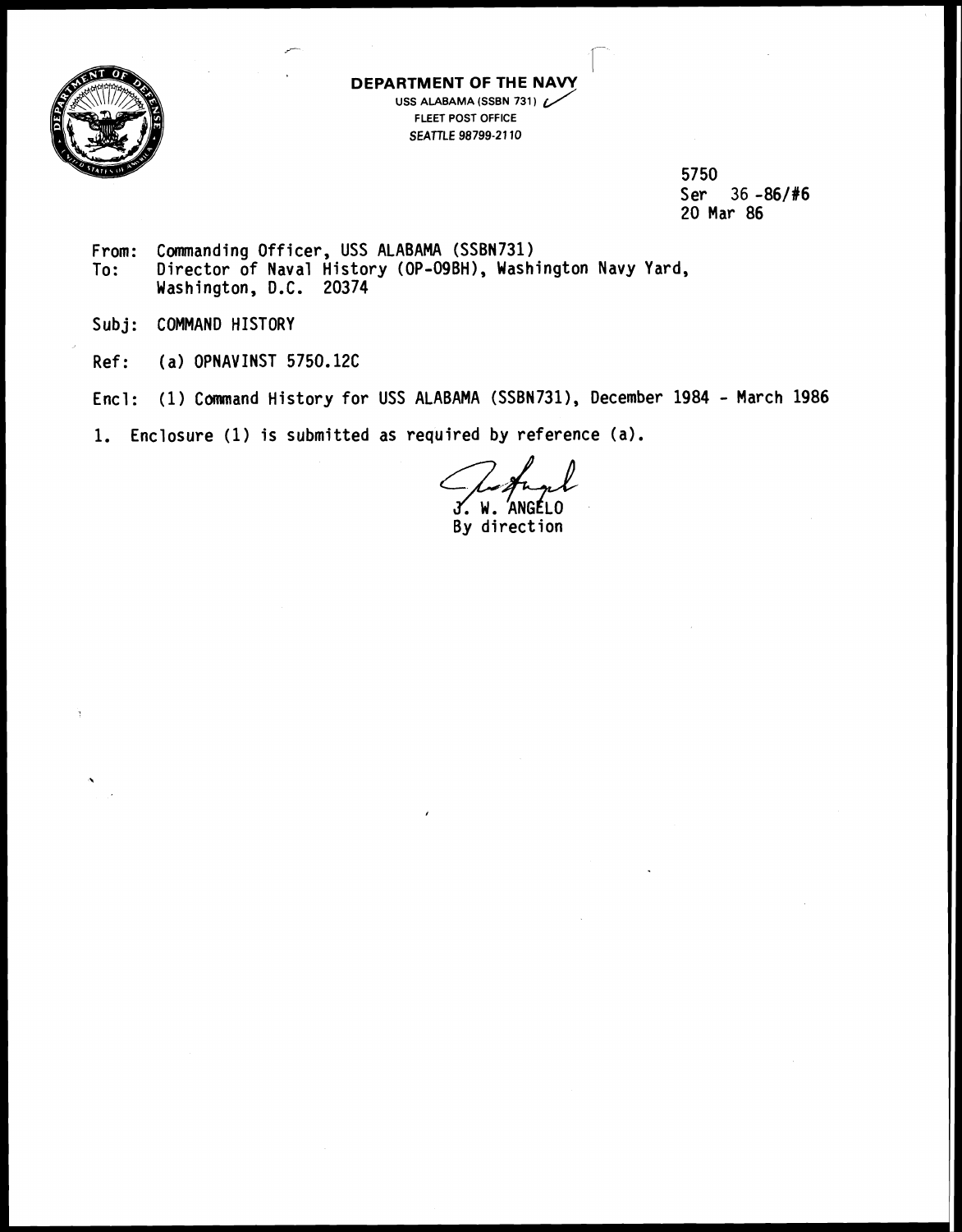**DEPARTMENT OF THE NAVY**
USS ALABAMA (SSBN 731)
FLEET POST OFFICE
SEATTLE 98799-2110

5750
Ser 36 -86/#6
20 Mar 86

From: Commanding Officer, USS ALABAMA (SSBN731)
To: Director of Naval History (OP-09BH), Washington Navy Yard, Washington, D.C. 20374

Subj: COMMAND HISTORY

Ref: (a) OPNAVINST 5750.12C

Encl: (1) Command History for USS ALABAMA (SSBN731), December 1984 - March 1986

1. Enclosure (1) is submitted as required by reference (a).

J. W. ANGELO
By direction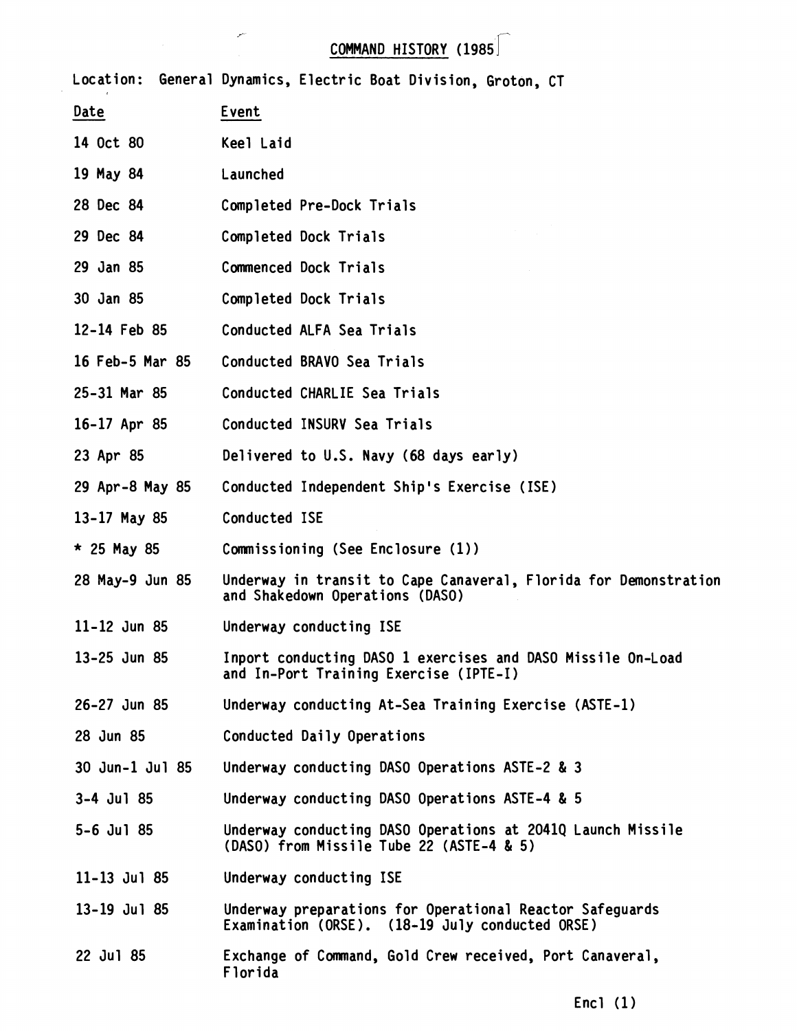# COMMAND HISTORY (1985)

Location: General Dynamics, Electric Boat Division, Groton, CT

| Date | Event |
|---|---|
| 14 Oct 80 | Keel Laid |
| 19 May 84 | Launched |
| 28 Dec 84 | Completed Pre-Dock Trials |
| 29 Dec 84 | Completed Dock Trials |
| 29 Jan 85 | Commenced Dock Trials |
| 30 Jan 85 | Completed Dock Trials |
| 12-14 Feb 85 | Conducted ALFA Sea Trials |
| 16 Feb-5 Mar 85 | Conducted BRAVO Sea Trials |
| 25-31 Mar 85 | Conducted CHARLIE Sea Trials |
| 16-17 Apr 85 | Conducted INSURV Sea Trials |
| 23 Apr 85 | Delivered to U.S. Navy (68 days early) |
| 29 Apr-8 May 85 | Conducted Independent Ship's Exercise (ISE) |
| 13-17 May 85 | Conducted ISE |
| * 25 May 85 | Commissioning (See Enclosure (1)) |
| 28 May-9 Jun 85 | Underway in transit to Cape Canaveral, Florida for Demonstration and Shakedown Operations (DASO) |
| 11-12 Jun 85 | Underway conducting ISE |
| 13-25 Jun 85 | Inport conducting DASO 1 exercises and DASO Missile On-Load and In-Port Training Exercise (IPTE-I) |
| 26-27 Jun 85 | Underway conducting At-Sea Training Exercise (ASTE-1) |
| 28 Jun 85 | Conducted Daily Operations |
| 30 Jun-1 Jul 85 | Underway conducting DASO Operations ASTE-2 & 3 |
| 3-4 Jul 85 | Underway conducting DASO Operations ASTE-4 & 5 |
| 5-6 Jul 85 | Underway conducting DASO Operations at 2041Q Launch Missile (DASO) from Missile Tube 22 (ASTE-4 & 5) |
| 11-13 Jul 85 | Underway conducting ISE |
| 13-19 Jul 85 | Underway preparations for Operational Reactor Safeguards Examination (ORSE). (18-19 July conducted ORSE) |
| 22 Jul 85 | Exchange of Command, Gold Crew received, Port Canaveral, Florida |

Encl (1)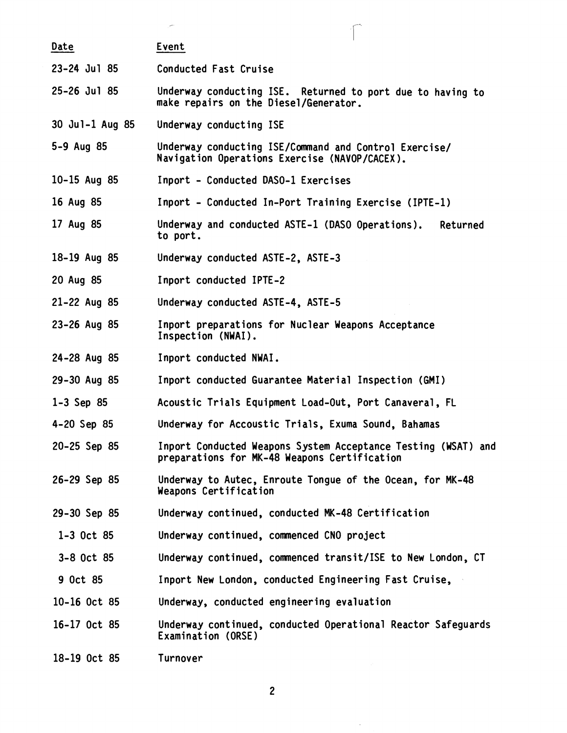| Date | Event |
|---|---|
| 23-24 Jul 85 | Conducted Fast Cruise |
| 25-26 Jul 85 | Underway conducting ISE. Returned to port due to having to make repairs on the Diesel/Generator. |
| 30 Jul-1 Aug 85 | Underway conducting ISE |
| 5-9 Aug 85 | Underway conducting ISE/Command and Control Exercise/ Navigation Operations Exercise (NAVOP/CACEX). |
| 10-15 Aug 85 | Inport - Conducted DASO-1 Exercises |
| 16 Aug 85 | Inport - Conducted In-Port Training Exercise (IPTE-1) |
| 17 Aug 85 | Underway and conducted ASTE-1 (DASO Operations). Returned to port. |
| 18-19 Aug 85 | Underway conducted ASTE-2, ASTE-3 |
| 20 Aug 85 | Inport conducted IPTE-2 |
| 21-22 Aug 85 | Underway conducted ASTE-4, ASTE-5 |
| 23-26 Aug 85 | Inport preparations for Nuclear Weapons Acceptance Inspection (NWAI). |
| 24-28 Aug 85 | Inport conducted NWAI. |
| 29-30 Aug 85 | Inport conducted Guarantee Material Inspection (GMI) |
| 1-3 Sep 85 | Acoustic Trials Equipment Load-Out, Port Canaveral, FL |
| 4-20 Sep 85 | Underway for Accoustic Trials, Exuma Sound, Bahamas |
| 20-25 Sep 85 | Inport Conducted Weapons System Acceptance Testing (WSAT) and preparations for MK-48 Weapons Certification |
| 26-29 Sep 85 | Underway to Autec, Enroute Tongue of the Ocean, for MK-48 Weapons Certification |
| 29-30 Sep 85 | Underway continued, conducted MK-48 Certification |
| 1-3 Oct 85 | Underway continued, commenced CNO project |
| 3-8 Oct 85 | Underway continued, commenced transit/ISE to New London, CT |
| 9 Oct 85 | Inport New London, conducted Engineering Fast Cruise, |
| 10-16 Oct 85 | Underway, conducted engineering evaluation |
| 16-17 Oct 85 | Underway continued, conducted Operational Reactor Safeguards Examination (ORSE) |
| 18-19 Oct 85 | Turnover |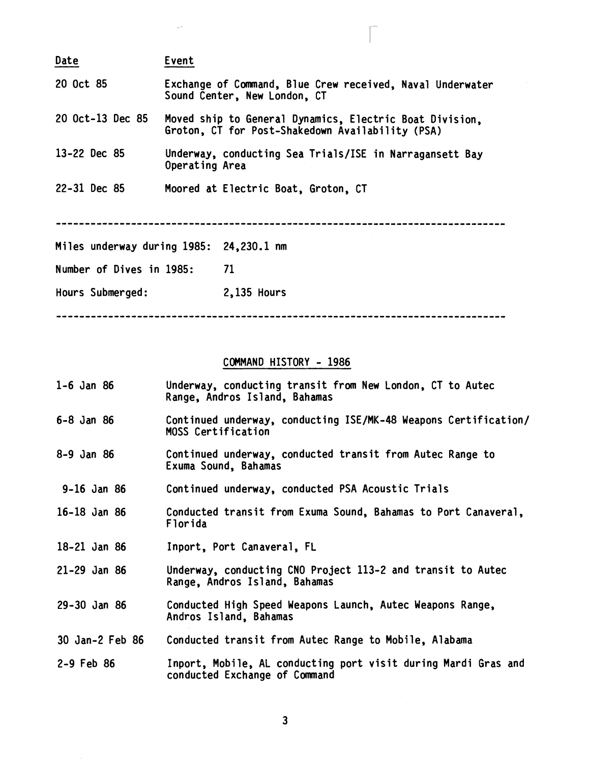| Date | Event |
|---|---|
| 20 Oct 85 | Exchange of Command, Blue Crew received, Naval Underwater Sound Center, New London, CT |
| 20 Oct-13 Dec 85 | Moved ship to General Dynamics, Electric Boat Division, Groton, CT for Post-Shakedown Availability (PSA) |
| 13-22 Dec 85 | Underway, conducting Sea Trials/ISE in Narragansett Bay Operating Area |
| 22-31 Dec 85 | Moored at Electric Boat, Groton, CT |

---

Miles underway during 1985: 24,230.1 nm

Number of Dives in 1985: 71

Hours Submerged: 2,135 Hours

---

## COMMAND HISTORY - 1986

| Date | Event |
|---|---|
| 1-6 Jan 86 | Underway, conducting transit from New London, CT to Autec Range, Andros Island, Bahamas |
| 6-8 Jan 86 | Continued underway, conducting ISE/MK-48 Weapons Certification/ MOSS Certification |
| 8-9 Jan 86 | Continued underway, conducted transit from Autec Range to Exuma Sound, Bahamas |
| 9-16 Jan 86 | Continued underway, conducted PSA Acoustic Trials |
| 16-18 Jan 86 | Conducted transit from Exuma Sound, Bahamas to Port Canaveral, Florida |
| 18-21 Jan 86 | Inport, Port Canaveral, FL |
| 21-29 Jan 86 | Underway, conducting CNO Project 113-2 and transit to Autec Range, Andros Island, Bahamas |
| 29-30 Jan 86 | Conducted High Speed Weapons Launch, Autec Weapons Range, Andros Island, Bahamas |
| 30 Jan-2 Feb 86 | Conducted transit from Autec Range to Mobile, Alabama |
| 2-9 Feb 86 | Inport, Mobile, AL conducting port visit during Mardi Gras and conducted Exchange of Command |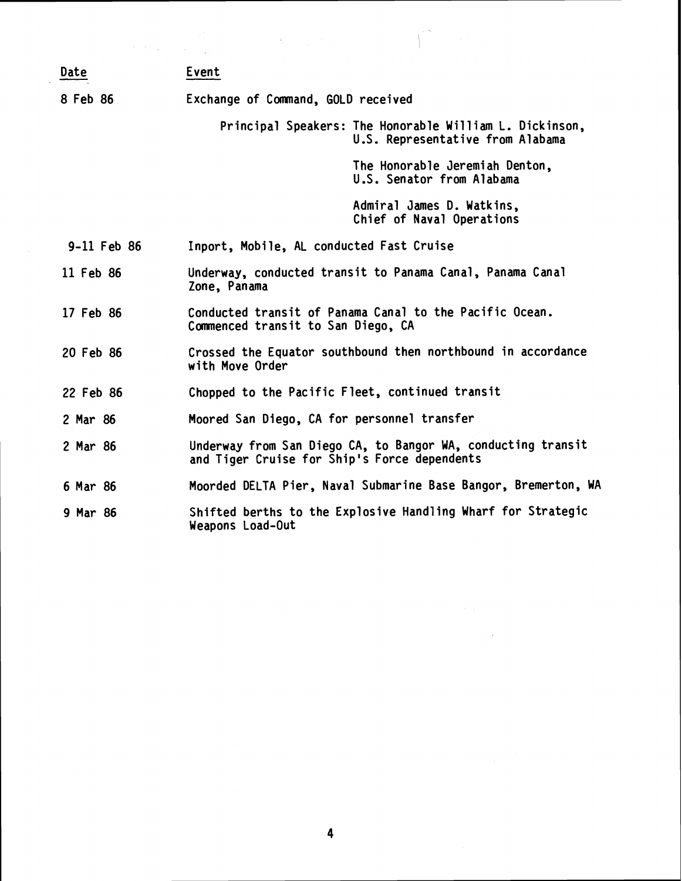| Date | Event |
| --- | --- |
| 8 Feb 86 | Exchange of Command, GOLD received<br><br>Principal Speakers: The Honorable William L. Dickinson, U.S. Representative from Alabama<br><br>The Honorable Jeremiah Denton, U.S. Senator from Alabama<br><br>Admiral James D. Watkins, Chief of Naval Operations |
| 9-11 Feb 86 | Inport, Mobile, AL conducted Fast Cruise |
| 11 Feb 86 | Underway, conducted transit to Panama Canal, Panama Canal Zone, Panama |
| 17 Feb 86 | Conducted transit of Panama Canal to the Pacific Ocean. Commenced transit to San Diego, CA |
| 20 Feb 86 | Crossed the Equator southbound then northbound in accordance with Move Order |
| 22 Feb 86 | Chopped to the Pacific Fleet, continued transit |
| 2 Mar 86 | Moored San Diego, CA for personnel transfer |
| 2 Mar 86 | Underway from San Diego CA, to Bangor WA, conducting transit and Tiger Cruise for Ship's Force dependents |
| 6 Mar 86 | Moorded DELTA Pier, Naval Submarine Base Bangor, Bremerton, WA |
| 9 Mar 86 | Shifted berths to the Explosive Handling Wharf for Strategic Weapons Load-Out |